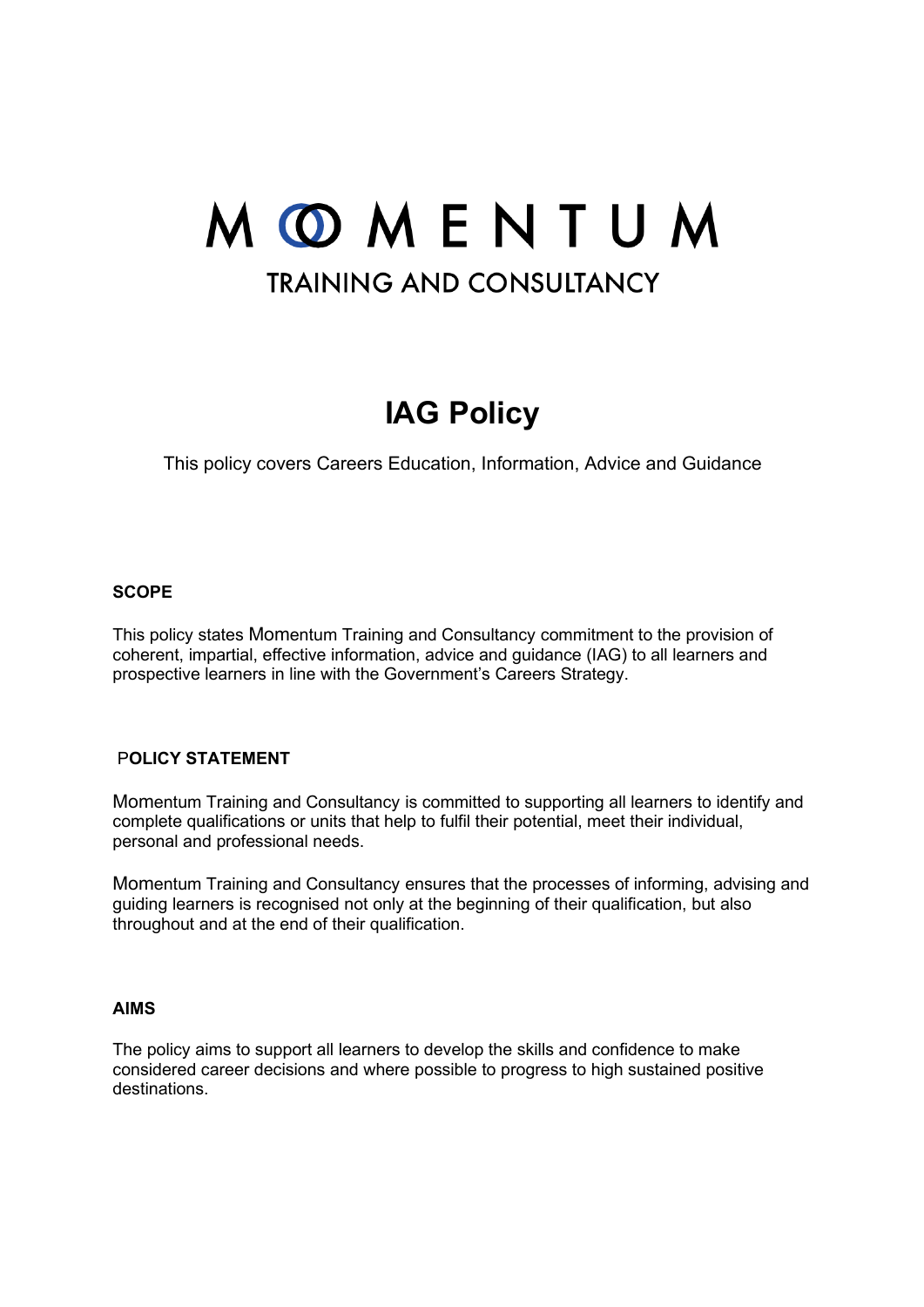# MOMENTUM

TRAINING AND CONSULTANCY

# IAG Policy

This policy covers Careers Education, Information, Advice and Guidance

## SCOPE

This policy states Momentum Training and Consultancy commitment to the provision of coherent, impartial, effective information, advice and guidance (IAG) to all learners and prospective learners in line with the Government's Careers Strategy.

## POLICY STATEMENT

Momentum Training and Consultancy is committed to supporting all learners to identify and complete qualifications or units that help to fulfil their potential, meet their individual, personal and professional needs.

Momentum Training and Consultancy ensures that the processes of informing, advising and guiding learners is recognised not only at the beginning of their qualification, but also throughout and at the end of their qualification.

## AIMS

The policy aims to support all learners to develop the skills and confidence to make considered career decisions and where possible to progress to high sustained positive destinations.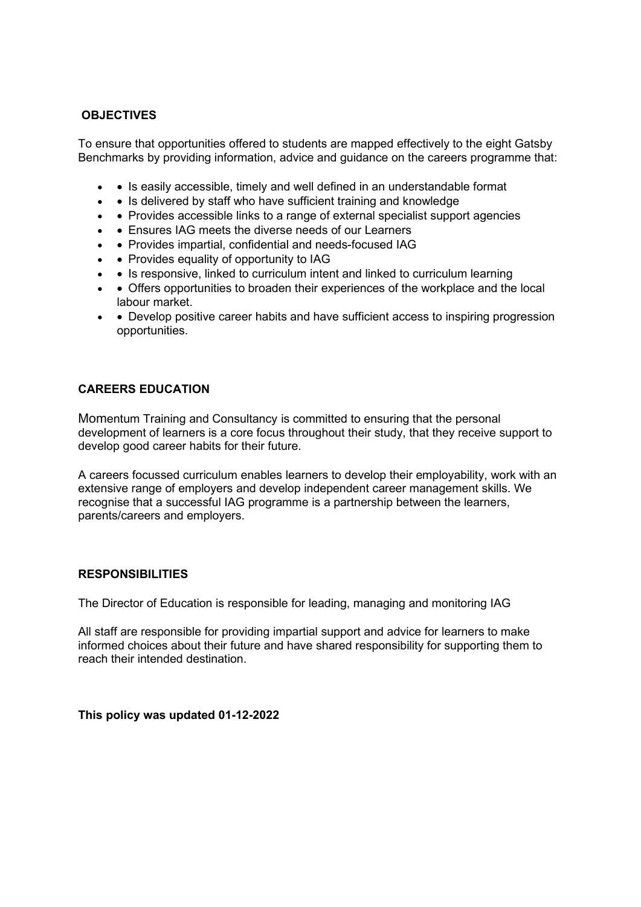## OBJECTIVES

To ensure that opportunities offered to students are mapped effectively to the eight Gatsby Benchmarks by providing information, advice and guidance on the careers programme that:

- • Is easily accessible, timely and well defined in an understandable format
- • Is delivered by staff who have sufficient training and knowledge
- • Provides accessible links to a range of external specialist support agencies
- • Ensures IAG meets the diverse needs of our Learners
- • Provides impartial, confidential and needs-focused IAG
- • Provides equality of opportunity to IAG
- • Is responsive, linked to curriculum intent and linked to curriculum learning
- • Offers opportunities to broaden their experiences of the workplace and the local labour market.
- • Develop positive career habits and have sufficient access to inspiring progression opportunities.

## CAREERS EDUCATION

Momentum Training and Consultancy is committed to ensuring that the personal development of learners is a core focus throughout their study, that they receive support to develop good career habits for their future.

A careers focussed curriculum enables learners to develop their employability, work with an extensive range of employers and develop independent career management skills. We recognise that a successful IAG programme is a partnership between the learners, parents/careers and employers.

## RESPONSIBILITIES

The Director of Education is responsible for leading, managing and monitoring IAG

All staff are responsible for providing impartial support and advice for learners to make informed choices about their future and have shared responsibility for supporting them to reach their intended destination.

**This policy was updated 01-12-2022**